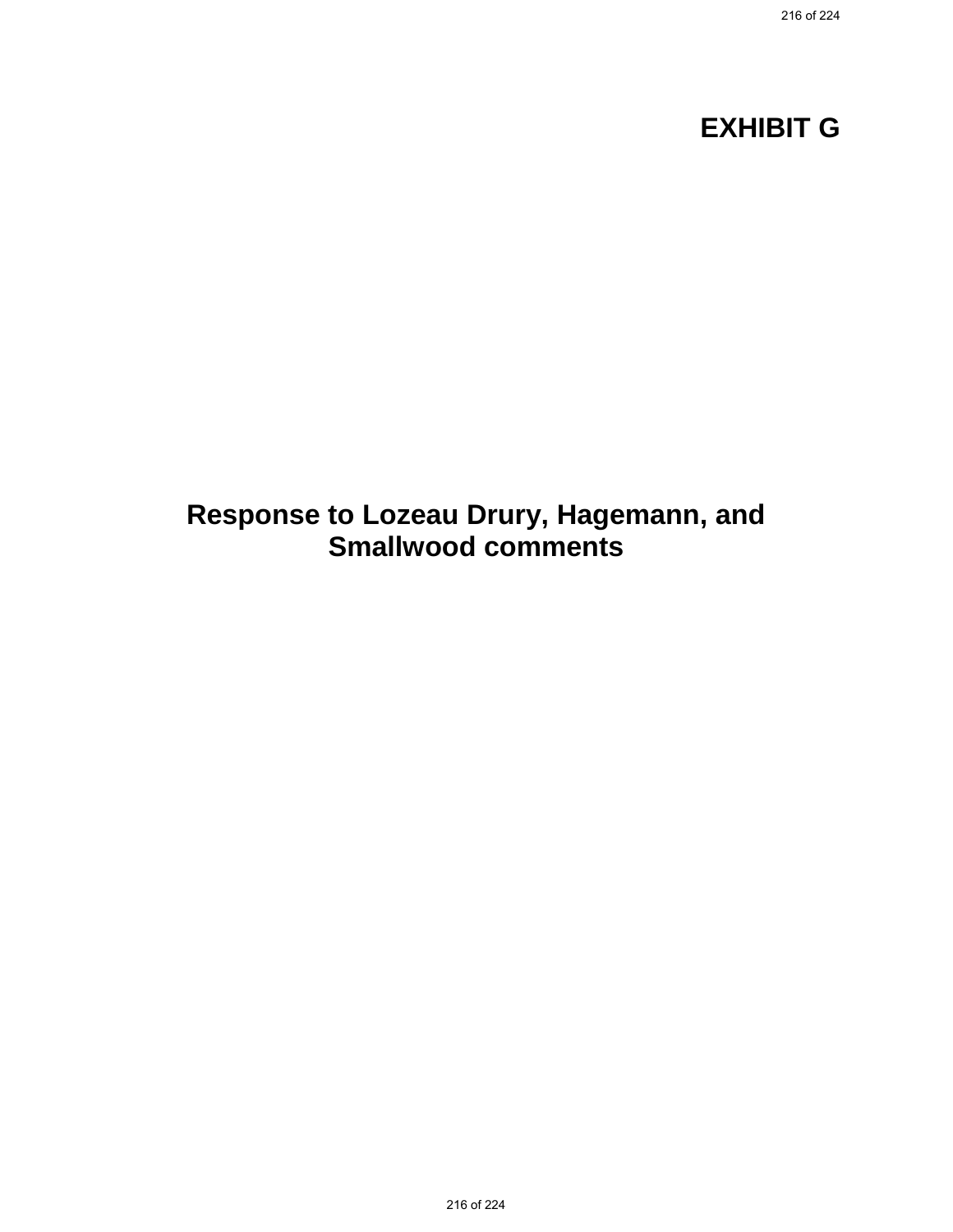# EXHIBIT G

# Response to Lozeau Drury, Hagemann, and Smallwood comments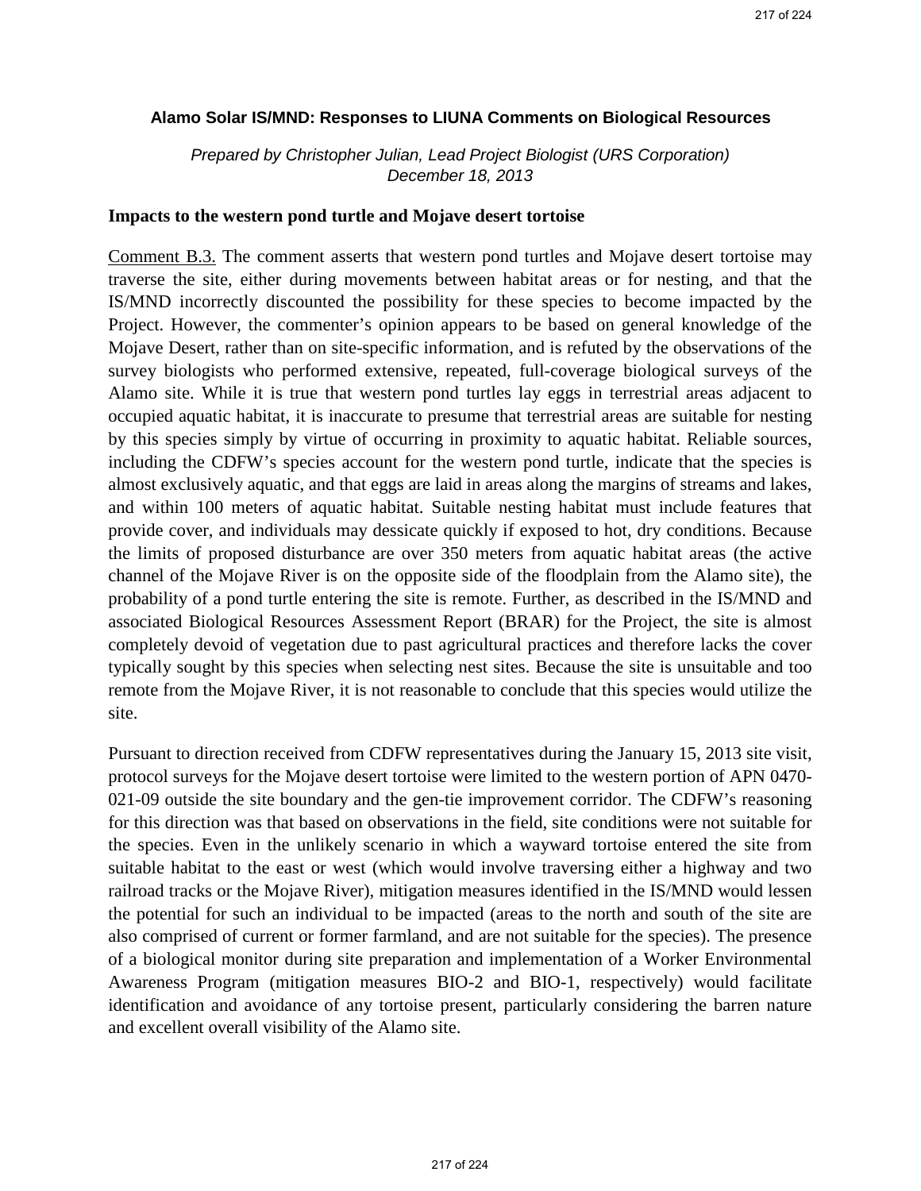## Alamo Solar IS/MND: Responses to LIUNA Comments on Biological Resources

*Prepared by Christopher Julian, Lead Project Biologist (URS Corporation)*
*December 18, 2013*

### Impacts to the western pond turtle and Mojave desert tortoise

Comment B.3. The comment asserts that western pond turtles and Mojave desert tortoise may traverse the site, either during movements between habitat areas or for nesting, and that the IS/MND incorrectly discounted the possibility for these species to become impacted by the Project. However, the commenter's opinion appears to be based on general knowledge of the Mojave Desert, rather than on site-specific information, and is refuted by the observations of the survey biologists who performed extensive, repeated, full-coverage biological surveys of the Alamo site. While it is true that western pond turtles lay eggs in terrestrial areas adjacent to occupied aquatic habitat, it is inaccurate to presume that terrestrial areas are suitable for nesting by this species simply by virtue of occurring in proximity to aquatic habitat. Reliable sources, including the CDFW's species account for the western pond turtle, indicate that the species is almost exclusively aquatic, and that eggs are laid in areas along the margins of streams and lakes, and within 100 meters of aquatic habitat. Suitable nesting habitat must include features that provide cover, and individuals may dessicate quickly if exposed to hot, dry conditions. Because the limits of proposed disturbance are over 350 meters from aquatic habitat areas (the active channel of the Mojave River is on the opposite side of the floodplain from the Alamo site), the probability of a pond turtle entering the site is remote. Further, as described in the IS/MND and associated Biological Resources Assessment Report (BRAR) for the Project, the site is almost completely devoid of vegetation due to past agricultural practices and therefore lacks the cover typically sought by this species when selecting nest sites. Because the site is unsuitable and too remote from the Mojave River, it is not reasonable to conclude that this species would utilize the site.

Pursuant to direction received from CDFW representatives during the January 15, 2013 site visit, protocol surveys for the Mojave desert tortoise were limited to the western portion of APN 0470-021-09 outside the site boundary and the gen-tie improvement corridor. The CDFW's reasoning for this direction was that based on observations in the field, site conditions were not suitable for the species. Even in the unlikely scenario in which a wayward tortoise entered the site from suitable habitat to the east or west (which would involve traversing either a highway and two railroad tracks or the Mojave River), mitigation measures identified in the IS/MND would lessen the potential for such an individual to be impacted (areas to the north and south of the site are also comprised of current or former farmland, and are not suitable for the species). The presence of a biological monitor during site preparation and implementation of a Worker Environmental Awareness Program (mitigation measures BIO-2 and BIO-1, respectively) would facilitate identification and avoidance of any tortoise present, particularly considering the barren nature and excellent overall visibility of the Alamo site.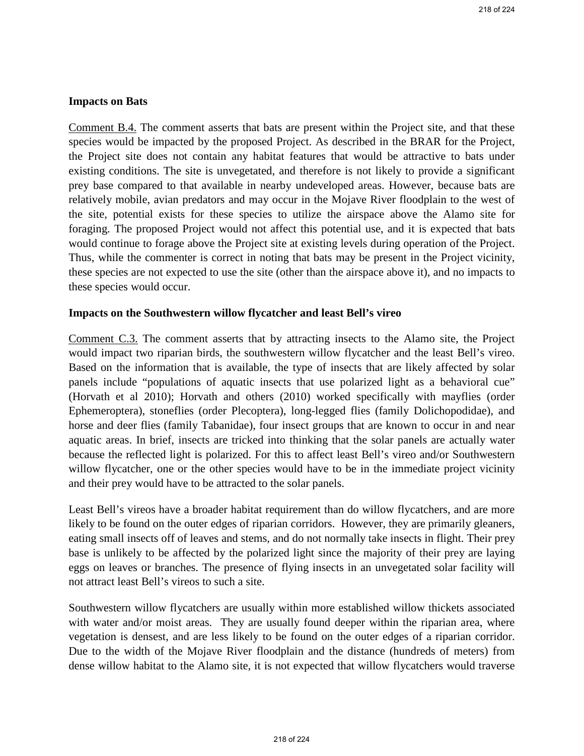**Impacts on Bats**

Comment B.4. The comment asserts that bats are present within the Project site, and that these species would be impacted by the proposed Project. As described in the BRAR for the Project, the Project site does not contain any habitat features that would be attractive to bats under existing conditions. The site is unvegetated, and therefore is not likely to provide a significant prey base compared to that available in nearby undeveloped areas. However, because bats are relatively mobile, avian predators and may occur in the Mojave River floodplain to the west of the site, potential exists for these species to utilize the airspace above the Alamo site for foraging. The proposed Project would not affect this potential use, and it is expected that bats would continue to forage above the Project site at existing levels during operation of the Project. Thus, while the commenter is correct in noting that bats may be present in the Project vicinity, these species are not expected to use the site (other than the airspace above it), and no impacts to these species would occur.

**Impacts on the Southwestern willow flycatcher and least Bell's vireo**

Comment C.3. The comment asserts that by attracting insects to the Alamo site, the Project would impact two riparian birds, the southwestern willow flycatcher and the least Bell's vireo. Based on the information that is available, the type of insects that are likely affected by solar panels include "populations of aquatic insects that use polarized light as a behavioral cue" (Horvath et al 2010); Horvath and others (2010) worked specifically with mayflies (order Ephemeroptera), stoneflies (order Plecoptera), long-legged flies (family Dolichopodidae), and horse and deer flies (family Tabanidae), four insect groups that are known to occur in and near aquatic areas. In brief, insects are tricked into thinking that the solar panels are actually water because the reflected light is polarized. For this to affect least Bell's vireo and/or Southwestern willow flycatcher, one or the other species would have to be in the immediate project vicinity and their prey would have to be attracted to the solar panels.

Least Bell's vireos have a broader habitat requirement than do willow flycatchers, and are more likely to be found on the outer edges of riparian corridors. However, they are primarily gleaners, eating small insects off of leaves and stems, and do not normally take insects in flight. Their prey base is unlikely to be affected by the polarized light since the majority of their prey are laying eggs on leaves or branches. The presence of flying insects in an unvegetated solar facility will not attract least Bell's vireos to such a site.

Southwestern willow flycatchers are usually within more established willow thickets associated with water and/or moist areas. They are usually found deeper within the riparian area, where vegetation is densest, and are less likely to be found on the outer edges of a riparian corridor. Due to the width of the Mojave River floodplain and the distance (hundreds of meters) from dense willow habitat to the Alamo site, it is not expected that willow flycatchers would traverse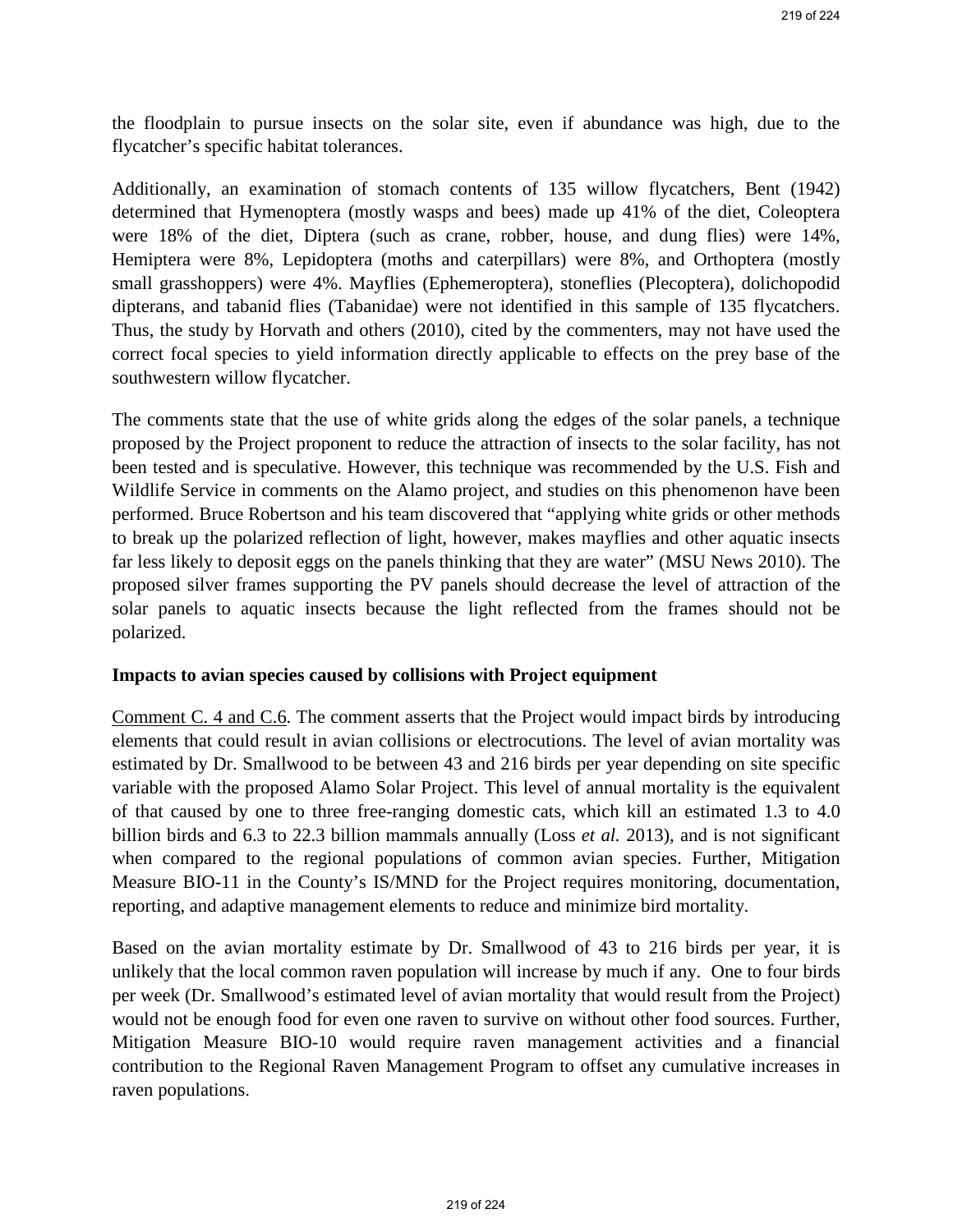the floodplain to pursue insects on the solar site, even if abundance was high, due to the flycatcher's specific habitat tolerances.

Additionally, an examination of stomach contents of 135 willow flycatchers, Bent (1942) determined that Hymenoptera (mostly wasps and bees) made up 41% of the diet, Coleoptera were 18% of the diet, Diptera (such as crane, robber, house, and dung flies) were 14%, Hemiptera were 8%, Lepidoptera (moths and caterpillars) were 8%, and Orthoptera (mostly small grasshoppers) were 4%. Mayflies (Ephemeroptera), stoneflies (Plecoptera), dolichopodid dipterans, and tabanid flies (Tabanidae) were not identified in this sample of 135 flycatchers. Thus, the study by Horvath and others (2010), cited by the commenters, may not have used the correct focal species to yield information directly applicable to effects on the prey base of the southwestern willow flycatcher.

The comments state that the use of white grids along the edges of the solar panels, a technique proposed by the Project proponent to reduce the attraction of insects to the solar facility, has not been tested and is speculative. However, this technique was recommended by the U.S. Fish and Wildlife Service in comments on the Alamo project, and studies on this phenomenon have been performed. Bruce Robertson and his team discovered that "applying white grids or other methods to break up the polarized reflection of light, however, makes mayflies and other aquatic insects far less likely to deposit eggs on the panels thinking that they are water" (MSU News 2010). The proposed silver frames supporting the PV panels should decrease the level of attraction of the solar panels to aquatic insects because the light reflected from the frames should not be polarized.

**Impacts to avian species caused by collisions with Project equipment**

<u>Comment C. 4 and C.6</u>. The comment asserts that the Project would impact birds by introducing elements that could result in avian collisions or electrocutions. The level of avian mortality was estimated by Dr. Smallwood to be between 43 and 216 birds per year depending on site specific variable with the proposed Alamo Solar Project. This level of annual mortality is the equivalent of that caused by one to three free-ranging domestic cats, which kill an estimated 1.3 to 4.0 billion birds and 6.3 to 22.3 billion mammals annually (Loss *et al.* 2013), and is not significant when compared to the regional populations of common avian species. Further, Mitigation Measure BIO-11 in the County's IS/MND for the Project requires monitoring, documentation, reporting, and adaptive management elements to reduce and minimize bird mortality.

Based on the avian mortality estimate by Dr. Smallwood of 43 to 216 birds per year, it is unlikely that the local common raven population will increase by much if any. One to four birds per week (Dr. Smallwood's estimated level of avian mortality that would result from the Project) would not be enough food for even one raven to survive on without other food sources. Further, Mitigation Measure BIO-10 would require raven management activities and a financial contribution to the Regional Raven Management Program to offset any cumulative increases in raven populations.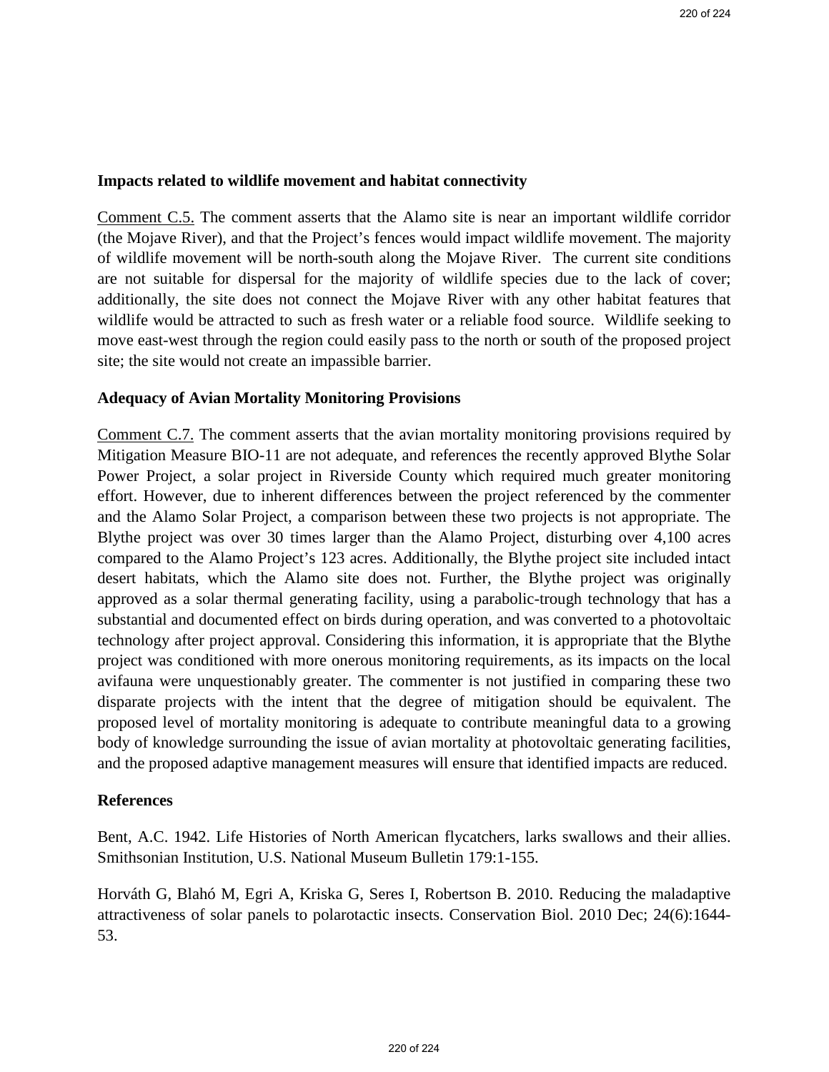**Impacts related to wildlife movement and habitat connectivity**

Comment C.5. The comment asserts that the Alamo site is near an important wildlife corridor (the Mojave River), and that the Project's fences would impact wildlife movement. The majority of wildlife movement will be north-south along the Mojave River. The current site conditions are not suitable for dispersal for the majority of wildlife species due to the lack of cover; additionally, the site does not connect the Mojave River with any other habitat features that wildlife would be attracted to such as fresh water or a reliable food source. Wildlife seeking to move east-west through the region could easily pass to the north or south of the proposed project site; the site would not create an impassible barrier.

**Adequacy of Avian Mortality Monitoring Provisions**

Comment C.7. The comment asserts that the avian mortality monitoring provisions required by Mitigation Measure BIO-11 are not adequate, and references the recently approved Blythe Solar Power Project, a solar project in Riverside County which required much greater monitoring effort. However, due to inherent differences between the project referenced by the commenter and the Alamo Solar Project, a comparison between these two projects is not appropriate. The Blythe project was over 30 times larger than the Alamo Project, disturbing over 4,100 acres compared to the Alamo Project's 123 acres. Additionally, the Blythe project site included intact desert habitats, which the Alamo site does not. Further, the Blythe project was originally approved as a solar thermal generating facility, using a parabolic-trough technology that has a substantial and documented effect on birds during operation, and was converted to a photovoltaic technology after project approval. Considering this information, it is appropriate that the Blythe project was conditioned with more onerous monitoring requirements, as its impacts on the local avifauna were unquestionably greater. The commenter is not justified in comparing these two disparate projects with the intent that the degree of mitigation should be equivalent. The proposed level of mortality monitoring is adequate to contribute meaningful data to a growing body of knowledge surrounding the issue of avian mortality at photovoltaic generating facilities, and the proposed adaptive management measures will ensure that identified impacts are reduced.

**References**

Bent, A.C. 1942. Life Histories of North American flycatchers, larks swallows and their allies. Smithsonian Institution, U.S. National Museum Bulletin 179:1-155.

Horváth G, Blahó M, Egri A, Kriska G, Seres I, Robertson B. 2010. Reducing the maladaptive attractiveness of solar panels to polarotactic insects. Conservation Biol. 2010 Dec; 24(6):1644-53.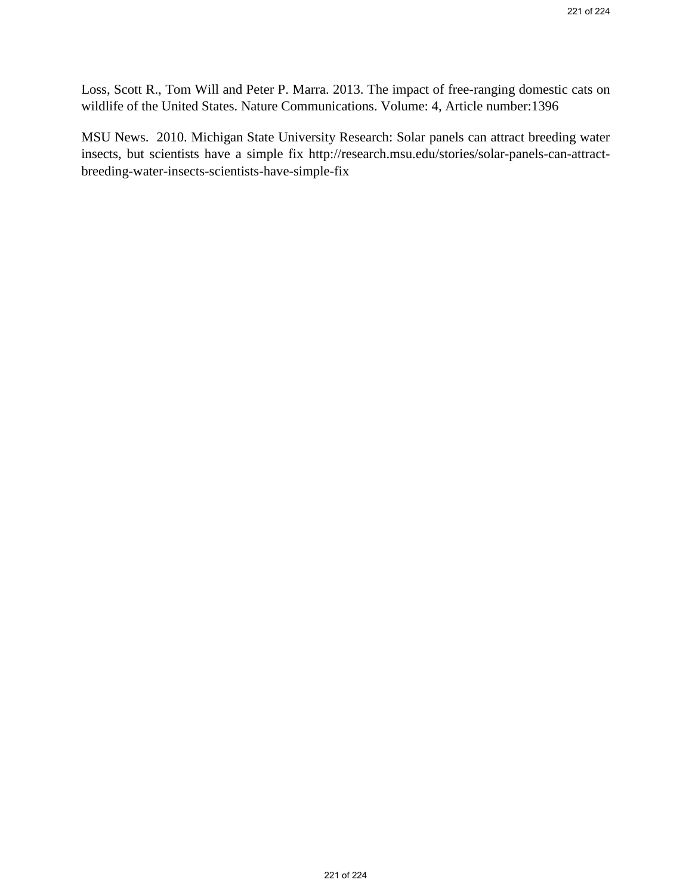Loss, Scott R., Tom Will and Peter P. Marra. 2013. The impact of free-ranging domestic cats on wildlife of the United States. Nature Communications. Volume: 4, Article number:1396

MSU News. 2010. Michigan State University Research: Solar panels can attract breeding water insects, but scientists have a simple fix http://research.msu.edu/stories/solar-panels-can-attract-breeding-water-insects-scientists-have-simple-fix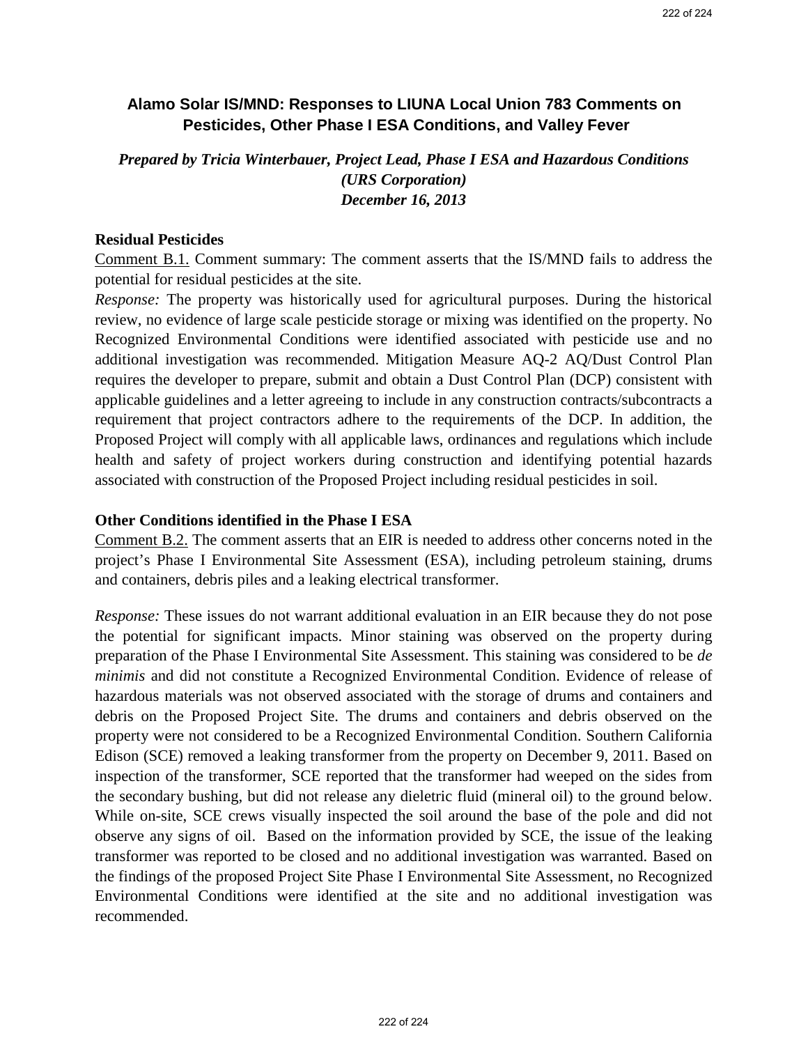## Alamo Solar IS/MND: Responses to LIUNA Local Union 783 Comments on Pesticides, Other Phase I ESA Conditions, and Valley Fever

***Prepared by Tricia Winterbauer, Project Lead, Phase I ESA and Hazardous Conditions (URS Corporation)***
***December 16, 2013***

**Residual Pesticides**

Comment B.1. Comment summary: The comment asserts that the IS/MND fails to address the potential for residual pesticides at the site.

*Response:* The property was historically used for agricultural purposes. During the historical review, no evidence of large scale pesticide storage or mixing was identified on the property. No Recognized Environmental Conditions were identified associated with pesticide use and no additional investigation was recommended. Mitigation Measure AQ-2 AQ/Dust Control Plan requires the developer to prepare, submit and obtain a Dust Control Plan (DCP) consistent with applicable guidelines and a letter agreeing to include in any construction contracts/subcontracts a requirement that project contractors adhere to the requirements of the DCP. In addition, the Proposed Project will comply with all applicable laws, ordinances and regulations which include health and safety of project workers during construction and identifying potential hazards associated with construction of the Proposed Project including residual pesticides in soil.

**Other Conditions identified in the Phase I ESA**

Comment B.2. The comment asserts that an EIR is needed to address other concerns noted in the project's Phase I Environmental Site Assessment (ESA), including petroleum staining, drums and containers, debris piles and a leaking electrical transformer.

*Response:* These issues do not warrant additional evaluation in an EIR because they do not pose the potential for significant impacts. Minor staining was observed on the property during preparation of the Phase I Environmental Site Assessment. This staining was considered to be *de minimis* and did not constitute a Recognized Environmental Condition. Evidence of release of hazardous materials was not observed associated with the storage of drums and containers and debris on the Proposed Project Site. The drums and containers and debris observed on the property were not considered to be a Recognized Environmental Condition. Southern California Edison (SCE) removed a leaking transformer from the property on December 9, 2011. Based on inspection of the transformer, SCE reported that the transformer had weeped on the sides from the secondary bushing, but did not release any dieletric fluid (mineral oil) to the ground below. While on-site, SCE crews visually inspected the soil around the base of the pole and did not observe any signs of oil. Based on the information provided by SCE, the issue of the leaking transformer was reported to be closed and no additional investigation was warranted. Based on the findings of the proposed Project Site Phase I Environmental Site Assessment, no Recognized Environmental Conditions were identified at the site and no additional investigation was recommended.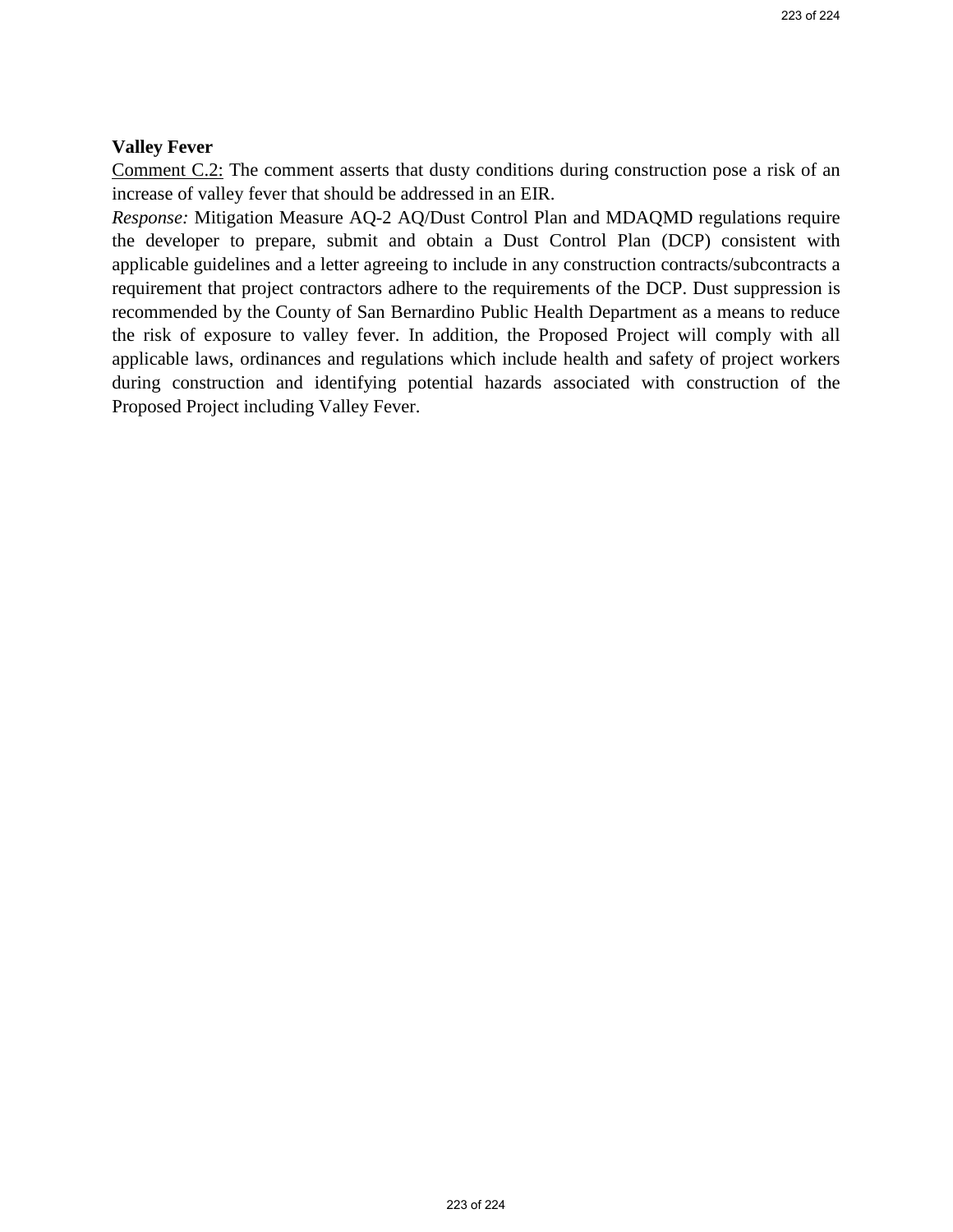**Valley Fever**

<u>Comment C.2:</u> The comment asserts that dusty conditions during construction pose a risk of an increase of valley fever that should be addressed in an EIR.

*Response:* Mitigation Measure AQ-2 AQ/Dust Control Plan and MDAQMD regulations require the developer to prepare, submit and obtain a Dust Control Plan (DCP) consistent with applicable guidelines and a letter agreeing to include in any construction contracts/subcontracts a requirement that project contractors adhere to the requirements of the DCP. Dust suppression is recommended by the County of San Bernardino Public Health Department as a means to reduce the risk of exposure to valley fever. In addition, the Proposed Project will comply with all applicable laws, ordinances and regulations which include health and safety of project workers during construction and identifying potential hazards associated with construction of the Proposed Project including Valley Fever.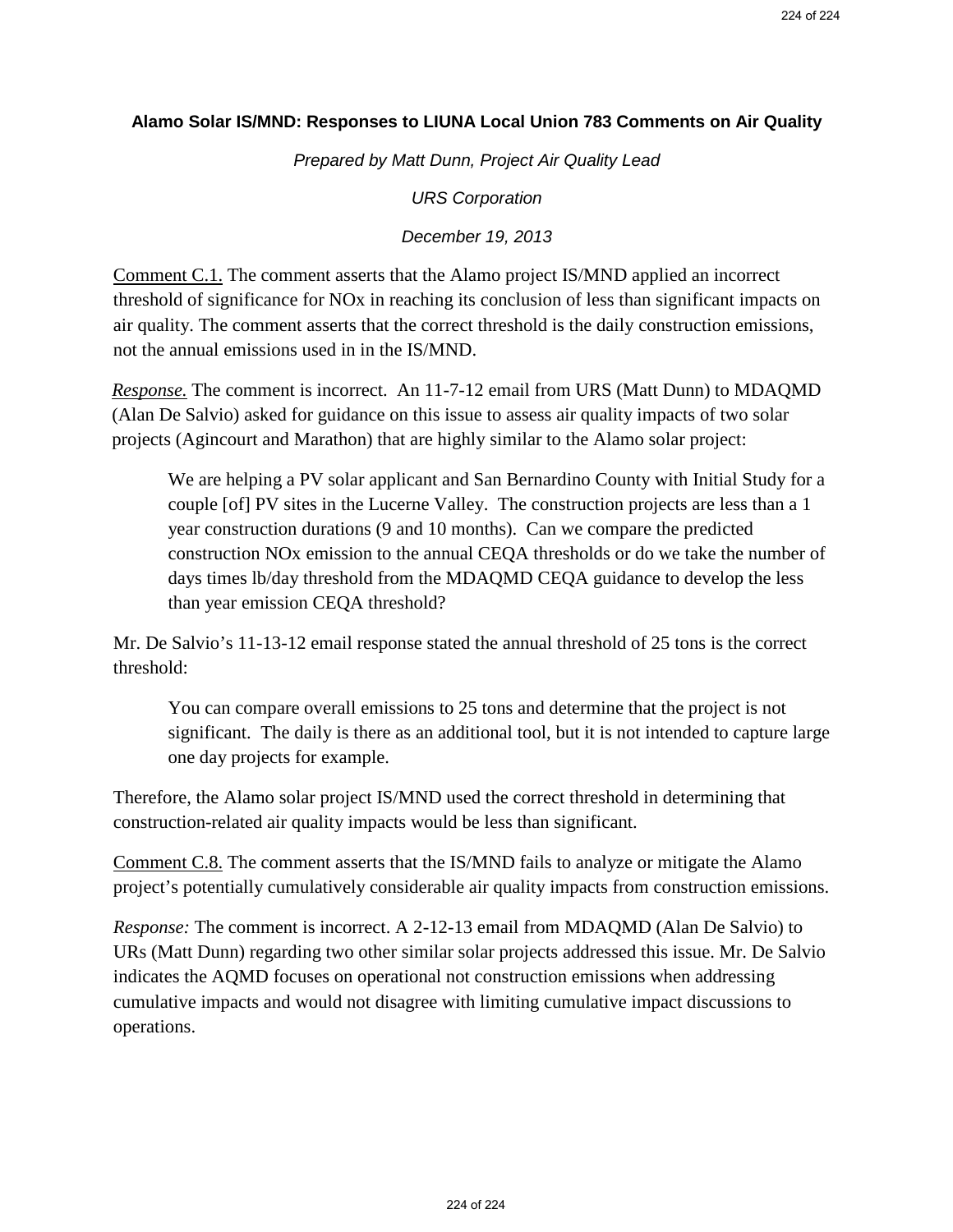**Alamo Solar IS/MND: Responses to LIUNA Local Union 783 Comments on Air Quality**

*Prepared by Matt Dunn, Project Air Quality Lead*

*URS Corporation*

*December 19, 2013*

<u>Comment C.1.</u> The comment asserts that the Alamo project IS/MND applied an incorrect threshold of significance for NOx in reaching its conclusion of less than significant impacts on air quality. The comment asserts that the correct threshold is the daily construction emissions, not the annual emissions used in in the IS/MND.

*<u>Response.</u>* The comment is incorrect. An 11-7-12 email from URS (Matt Dunn) to MDAQMD (Alan De Salvio) asked for guidance on this issue to assess air quality impacts of two solar projects (Agincourt and Marathon) that are highly similar to the Alamo solar project:

> We are helping a PV solar applicant and San Bernardino County with Initial Study for a couple [of] PV sites in the Lucerne Valley. The construction projects are less than a 1 year construction durations (9 and 10 months). Can we compare the predicted construction NOx emission to the annual CEQA thresholds or do we take the number of days times lb/day threshold from the MDAQMD CEQA guidance to develop the less than year emission CEQA threshold?

Mr. De Salvio's 11-13-12 email response stated the annual threshold of 25 tons is the correct threshold:

> You can compare overall emissions to 25 tons and determine that the project is not significant. The daily is there as an additional tool, but it is not intended to capture large one day projects for example.

Therefore, the Alamo solar project IS/MND used the correct threshold in determining that construction-related air quality impacts would be less than significant.

<u>Comment C.8.</u> The comment asserts that the IS/MND fails to analyze or mitigate the Alamo project's potentially cumulatively considerable air quality impacts from construction emissions.

*Response:* The comment is incorrect. A 2-12-13 email from MDAQMD (Alan De Salvio) to URs (Matt Dunn) regarding two other similar solar projects addressed this issue. Mr. De Salvio indicates the AQMD focuses on operational not construction emissions when addressing cumulative impacts and would not disagree with limiting cumulative impact discussions to operations.